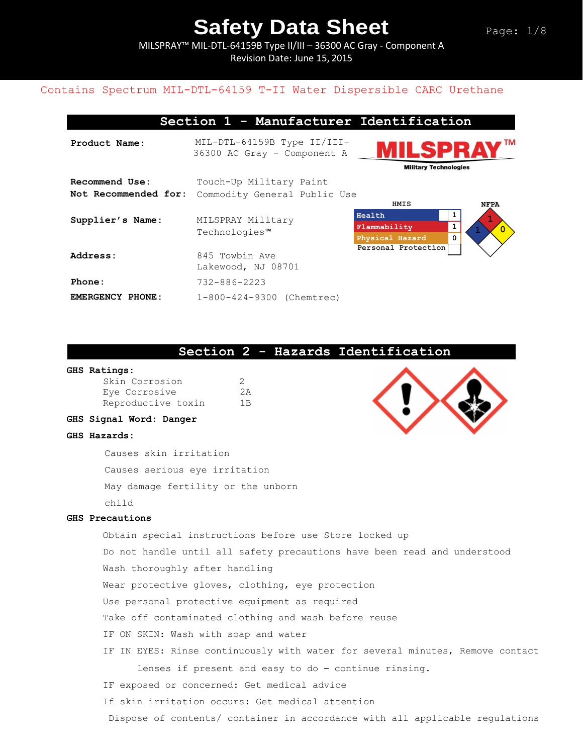# Safety Data Sheet

MILSPRAY™ MIL-DTL-64159B Type II/III – 36300 AC Gray - Component A

Revision Date: June 15, 2015

Contains Spectrum MIL-DTL-64159 T-II Water Dispersible CARC Urethane

## Section 1 - Manufacturer Identification

**Product Name:** MIL-DTL-64159B Type II/III-36300 AC Gray - Component A

MILSPRAY™ Military Technologies

**Recommend Use:** Touch-Up Military Paint

**Not Recommended for:** Commodity General Public Use

**Supplier's Name:** MILSPRAY Military Technologies™

**Address:** 845 Towbin Ave  
Lakewood, NJ 08701

**Phone:** 732-886-2223

**EMERGENCY PHONE:** 1-800-424-9300 (Chemtrec)

**HMIS**

| | |
|---|---|
| Health | 1 |
| Flammability | 1 |
| Physical Hazard | 0 |
| Personal Protection | |

**NFPA**

Health: 1, Flammability: 1, Reactivity: 0

## Section 2 - Hazards Identification

**GHS Ratings:**

| | |
|---|---|
| Skin Corrosion | 2 |
| Eye Corrosive | 2A |
| Reproductive toxin | 1B |

**GHS Signal Word: Danger**

**GHS Hazards:**

Causes skin irritation

Causes serious eye irritation

May damage fertility or the unborn child

**GHS Precautions**

Obtain special instructions before use Store locked up

Do not handle until all safety precautions have been read and understood

Wash thoroughly after handling

Wear protective gloves, clothing, eye protection

Use personal protective equipment as required

Take off contaminated clothing and wash before reuse

IF ON SKIN: Wash with soap and water

IF IN EYES: Rinse continuously with water for several minutes, Remove contact lenses if present and easy to do – continue rinsing.

IF exposed or concerned: Get medical advice

If skin irritation occurs: Get medical attention

Dispose of contents/ container in accordance with all applicable regulations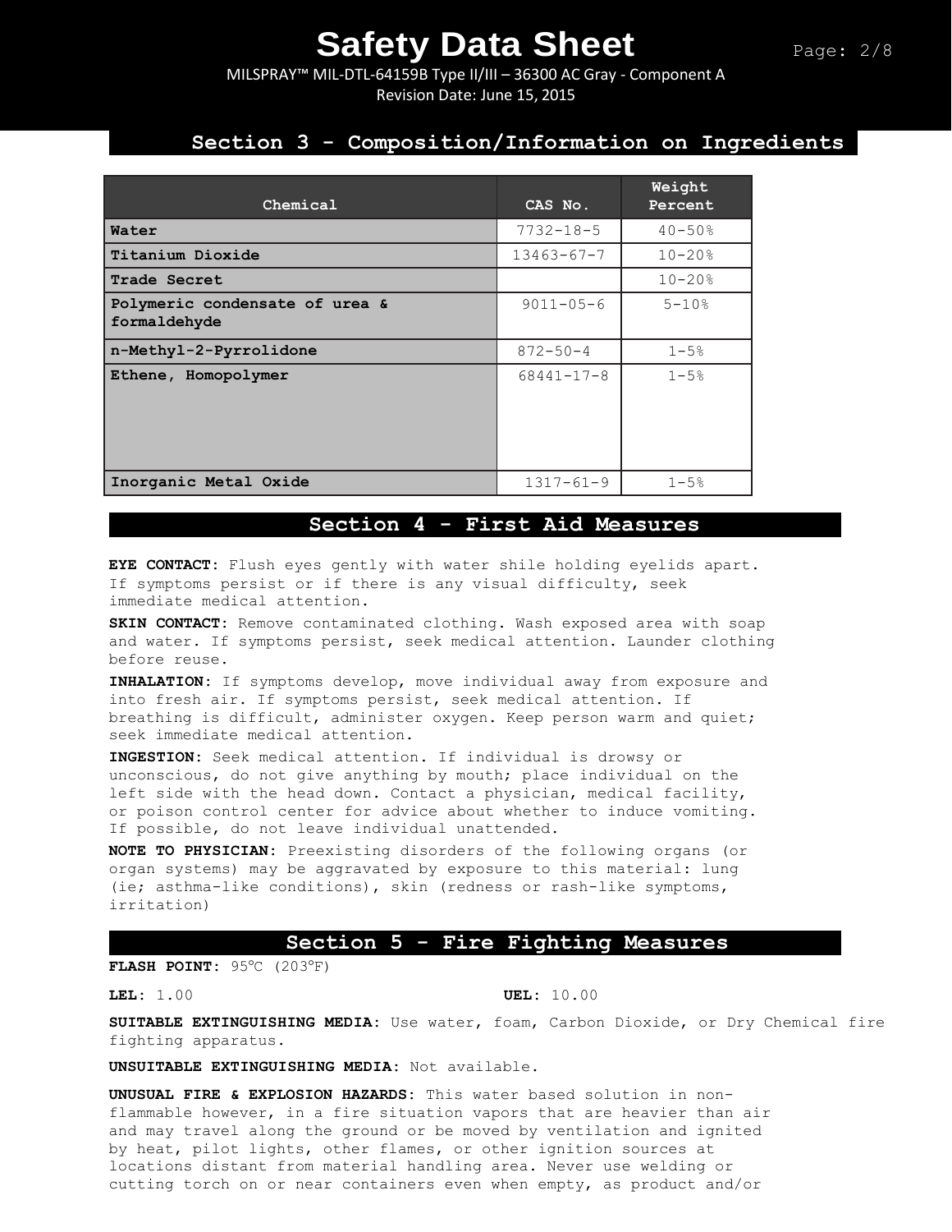## Section 3 - Composition/Information on Ingredients

| Chemical | CAS No. | Weight Percent |
|---|---|---|
| Water | 7732-18-5 | 40-50% |
| Titanium Dioxide | 13463-67-7 | 10-20% |
| Trade Secret | | 10-20% |
| Polymeric condensate of urea & formaldehyde | 9011-05-6 | 5-10% |
| n-Methyl-2-Pyrrolidone | 872-50-4 | 1-5% |
| Ethene, Homopolymer | 68441-17-8 | 1-5% |
| Inorganic Metal Oxide | 1317-61-9 | 1-5% |

## Section 4 - First Aid Measures

**EYE CONTACT:** Flush eyes gently with water shile holding eyelids apart. If symptoms persist or if there is any visual difficulty, seek immediate medical attention.

**SKIN CONTACT:** Remove contaminated clothing. Wash exposed area with soap and water. If symptoms persist, seek medical attention. Launder clothing before reuse.

**INHALATION:** If symptoms develop, move individual away from exposure and into fresh air. If symptoms persist, seek medical attention. If breathing is difficult, administer oxygen. Keep person warm and quiet; seek immediate medical attention.

**INGESTION:** Seek medical attention. If individual is drowsy or unconscious, do not give anything by mouth; place individual on the left side with the head down. Contact a physician, medical facility, or poison control center for advice about whether to induce vomiting. If possible, do not leave individual unattended.

**NOTE TO PHYSICIAN:** Preexisting disorders of the following organs (or organ systems) may be aggravated by exposure to this material: lung (ie; asthma-like conditions), skin (redness or rash-like symptoms, irritation)

## Section 5 - Fire Fighting Measures

**FLASH POINT:** 95°C (203°F)

**LEL:** 1.00 **UEL:** 10.00

**SUITABLE EXTINGUISHING MEDIA:** Use water, foam, Carbon Dioxide, or Dry Chemical fire fighting apparatus.

**UNSUITABLE EXTINGUISHING MEDIA:** Not available.

**UNUSUAL FIRE & EXPLOSION HAZARDS:** This water based solution in non-flammable however, in a fire situation vapors that are heavier than air and may travel along the ground or be moved by ventilation and ignited by heat, pilot lights, other flames, or other ignition sources at locations distant from material handling area. Never use welding or cutting torch on or near containers even when empty, as product and/or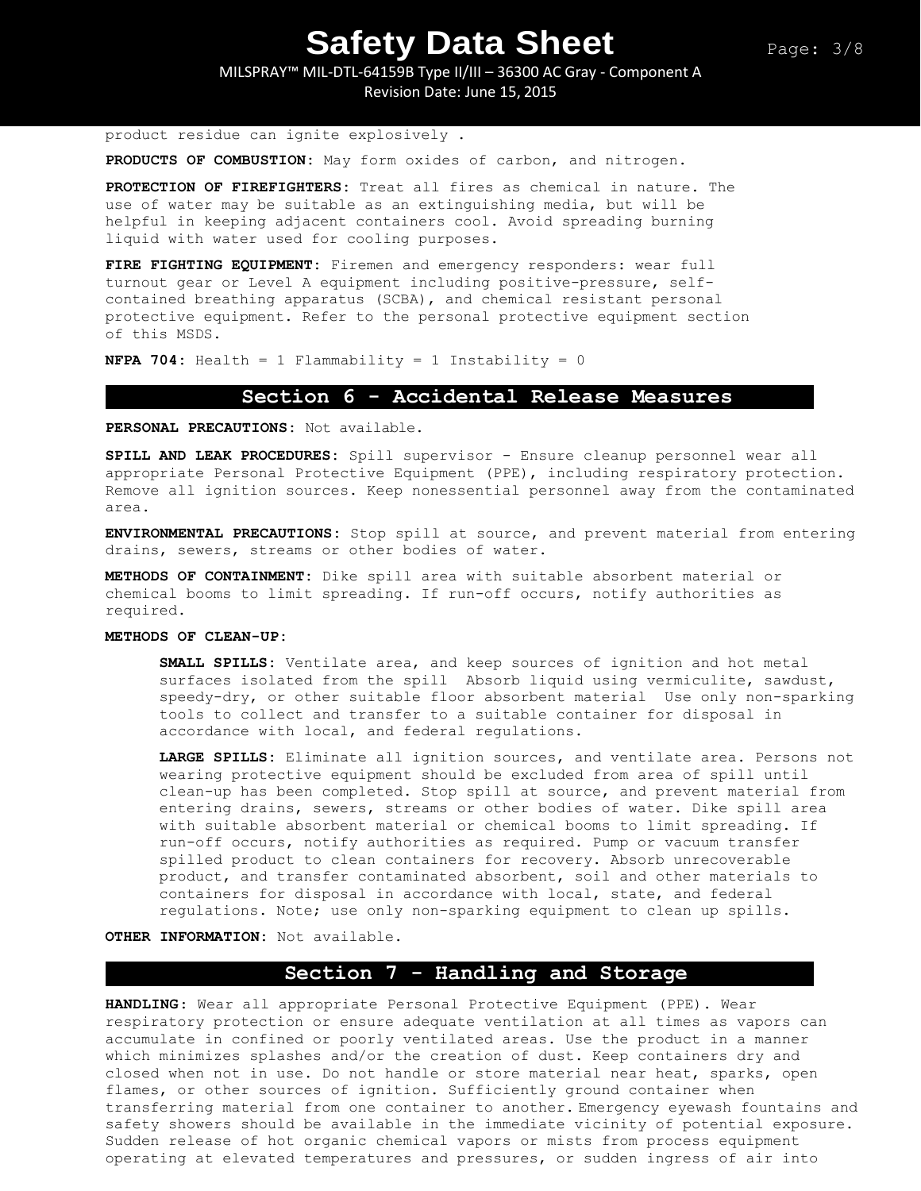product residue can ignite explosively .

**PRODUCTS OF COMBUSTION:** May form oxides of carbon, and nitrogen.

**PROTECTION OF FIREFIGHTERS:** Treat all fires as chemical in nature. The use of water may be suitable as an extinguishing media, but will be helpful in keeping adjacent containers cool. Avoid spreading burning liquid with water used for cooling purposes.

**FIRE FIGHTING EQUIPMENT:** Firemen and emergency responders: wear full turnout gear or Level A equipment including positive-pressure, self-contained breathing apparatus (SCBA), and chemical resistant personal protective equipment. Refer to the personal protective equipment section of this MSDS.

**NFPA 704:** Health = 1 Flammability = 1 Instability = 0

## Section 6 - Accidental Release Measures

**PERSONAL PRECAUTIONS:** Not available.

**SPILL AND LEAK PROCEDURES:** Spill supervisor - Ensure cleanup personnel wear all appropriate Personal Protective Equipment (PPE), including respiratory protection. Remove all ignition sources. Keep nonessential personnel away from the contaminated area.

**ENVIRONMENTAL PRECAUTIONS:** Stop spill at source, and prevent material from entering drains, sewers, streams or other bodies of water.

**METHODS OF CONTAINMENT:** Dike spill area with suitable absorbent material or chemical booms to limit spreading. If run-off occurs, notify authorities as required.

**METHODS OF CLEAN-UP:**

**SMALL SPILLS:** Ventilate area, and keep sources of ignition and hot metal surfaces isolated from the spill  Absorb liquid using vermiculite, sawdust, speedy-dry, or other suitable floor absorbent material  Use only non-sparking tools to collect and transfer to a suitable container for disposal in accordance with local, and federal regulations.

**LARGE SPILLS:** Eliminate all ignition sources, and ventilate area. Persons not wearing protective equipment should be excluded from area of spill until clean-up has been completed. Stop spill at source, and prevent material from entering drains, sewers, streams or other bodies of water. Dike spill area with suitable absorbent material or chemical booms to limit spreading. If run-off occurs, notify authorities as required. Pump or vacuum transfer spilled product to clean containers for recovery. Absorb unrecoverable product, and transfer contaminated absorbent, soil and other materials to containers for disposal in accordance with local, state, and federal regulations. Note; use only non-sparking equipment to clean up spills.

**OTHER INFORMATION:** Not available.

## Section 7 - Handling and Storage

**HANDLING:** Wear all appropriate Personal Protective Equipment (PPE). Wear respiratory protection or ensure adequate ventilation at all times as vapors can accumulate in confined or poorly ventilated areas. Use the product in a manner which minimizes splashes and/or the creation of dust. Keep containers dry and closed when not in use. Do not handle or store material near heat, sparks, open flames, or other sources of ignition. Sufficiently ground container when transferring material from one container to another. Emergency eyewash fountains and safety showers should be available in the immediate vicinity of potential exposure. Sudden release of hot organic chemical vapors or mists from process equipment operating at elevated temperatures and pressures, or sudden ingress of air into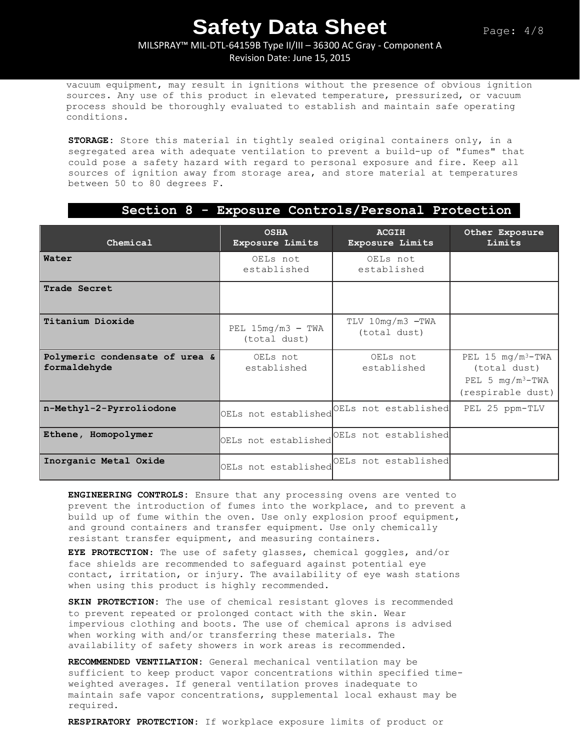vacuum equipment, may result in ignitions without the presence of obvious ignition sources. Any use of this product in elevated temperature, pressurized, or vacuum process should be thoroughly evaluated to establish and maintain safe operating conditions.

**STORAGE:** Store this material in tightly sealed original containers only, in a segregated area with adequate ventilation to prevent a build-up of "fumes" that could pose a safety hazard with regard to personal exposure and fire. Keep all sources of ignition away from storage area, and store material at temperatures between 50 to 80 degrees F.

## Section 8 - Exposure Controls/Personal Protection

| Chemical | OSHA Exposure Limits | ACGIH Exposure Limits | Other Exposure Limits |
|---|---|---|---|
| **Water** | OELs not established | OELs not established | |
| **Trade Secret** | | | |
| **Titanium Dioxide** | PEL 15mg/m3 – TWA (total dust) | TLV 10mg/m3 –TWA (total dust) | |
| **Polymeric condensate of urea & formaldehyde** | OELs not established | OELs not established | PEL 15 mg/m$^3$-TWA (total dust) PEL 5 mg/m$^3$-TWA (respirable dust) |
| **n-Methyl-2-Pyrroliodone** | OELs not established | OELs not established | PEL 25 ppm-TLV |
| **Ethene, Homopolymer** | OELs not established | OELs not established | |
| **Inorganic Metal Oxide** | OELs not established | OELs not established | |

**ENGINEERING CONTROLS:** Ensure that any processing ovens are vented to prevent the introduction of fumes into the workplace, and to prevent a build up of fume within the oven. Use only explosion proof equipment, and ground containers and transfer equipment. Use only chemically resistant transfer equipment, and measuring containers.

**EYE PROTECTION:** The use of safety glasses, chemical goggles, and/or face shields are recommended to safeguard against potential eye contact, irritation, or injury. The availability of eye wash stations when using this product is highly recommended.

**SKIN PROTECTION:** The use of chemical resistant gloves is recommended to prevent repeated or prolonged contact with the skin. Wear impervious clothing and boots. The use of chemical aprons is advised when working with and/or transferring these materials. The availability of safety showers in work areas is recommended.

**RECOMMENDED VENTILATION:** General mechanical ventilation may be sufficient to keep product vapor concentrations within specified time-weighted averages. If general ventilation proves inadequate to maintain safe vapor concentrations, supplemental local exhaust may be required.

**RESPIRATORY PROTECTION:** If workplace exposure limits of product or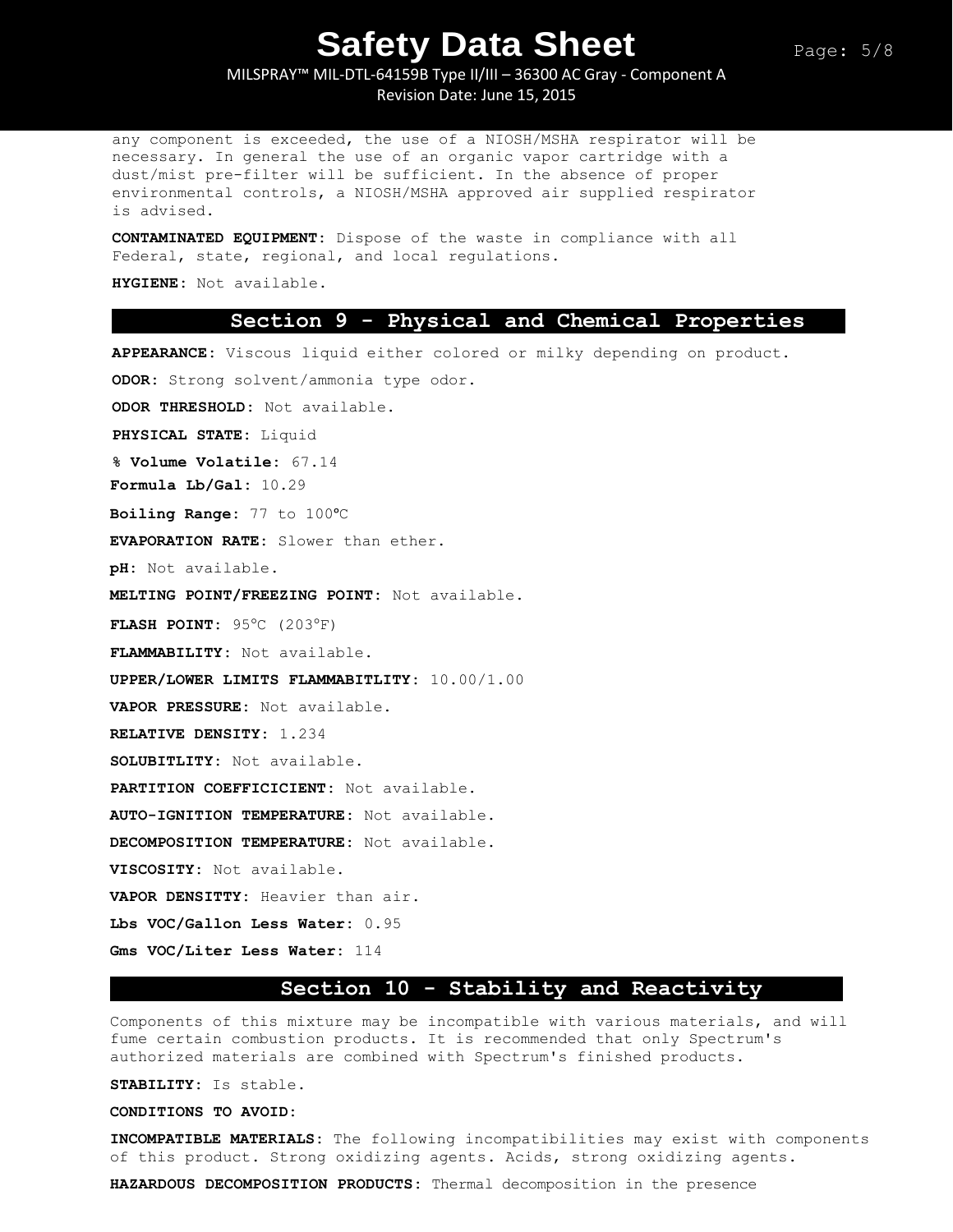any component is exceeded, the use of a NIOSH/MSHA respirator will be necessary. In general the use of an organic vapor cartridge with a dust/mist pre-filter will be sufficient. In the absence of proper environmental controls, a NIOSH/MSHA approved air supplied respirator is advised.

**CONTAMINATED EQUIPMENT:** Dispose of the waste in compliance with all Federal, state, regional, and local regulations.

**HYGIENE:** Not available.

## Section 9 - Physical and Chemical Properties

**APPEARANCE:** Viscous liquid either colored or milky depending on product.

**ODOR:** Strong solvent/ammonia type odor.

**ODOR THRESHOLD:** Not available.

**PHYSICAL STATE:** Liquid

**% Volume Volatile:** 67.14

**Formula Lb/Gal:** 10.29

**Boiling Range:** 77 to 100°C

**EVAPORATION RATE:** Slower than ether.

**pH:** Not available.

**MELTING POINT/FREEZING POINT:** Not available.

**FLASH POINT:** 95°C (203°F)

**FLAMMABILITY:** Not available.

**UPPER/LOWER LIMITS FLAMMABITLITY:** 10.00/1.00

**VAPOR PRESSURE:** Not available.

**RELATIVE DENSITY:** 1.234

**SOLUBITLITY:** Not available.

**PARTITION COEFFICICIENT:** Not available.

**AUTO-IGNITION TEMPERATURE:** Not available.

**DECOMPOSITION TEMPERATURE:** Not available.

**VISCOSITY:** Not available.

**VAPOR DENSITTY:** Heavier than air.

**Lbs VOC/Gallon Less Water:** 0.95

**Gms VOC/Liter Less Water:** 114

## Section 10 - Stability and Reactivity

Components of this mixture may be incompatible with various materials, and will fume certain combustion products. It is recommended that only Spectrum's authorized materials are combined with Spectrum's finished products.

**STABILITY:** Is stable.

**CONDITIONS TO AVOID:**

**INCOMPATIBLE MATERIALS:** The following incompatibilities may exist with components of this product. Strong oxidizing agents. Acids, strong oxidizing agents.

**HAZARDOUS DECOMPOSITION PRODUCTS:** Thermal decomposition in the presence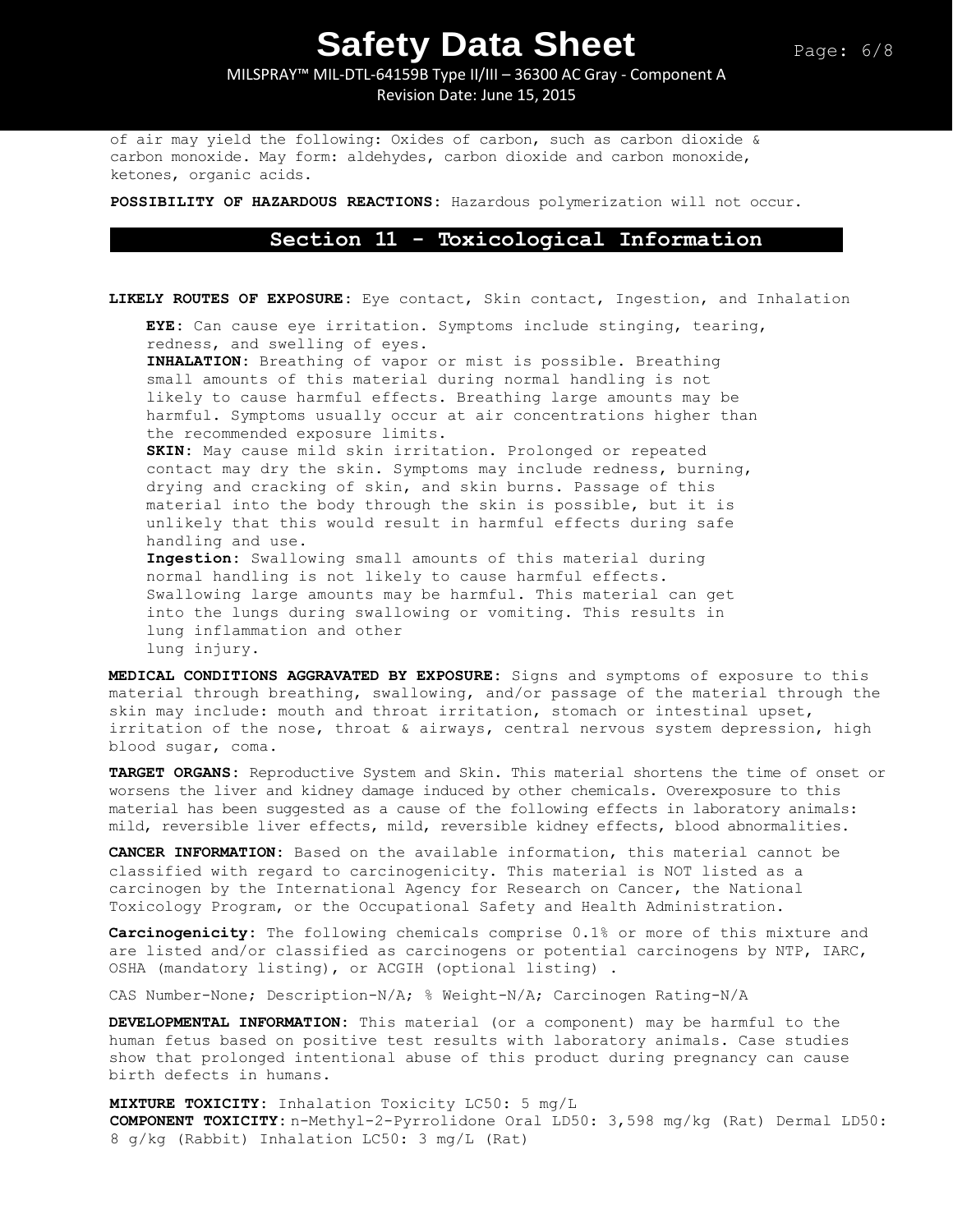of air may yield the following: Oxides of carbon, such as carbon dioxide & carbon monoxide. May form: aldehydes, carbon dioxide and carbon monoxide, ketones, organic acids.

**POSSIBILITY OF HAZARDOUS REACTIONS:** Hazardous polymerization will not occur.

## Section 11 - Toxicological Information

**LIKELY ROUTES OF EXPOSURE:** Eye contact, Skin contact, Ingestion, and Inhalation

**EYE:** Can cause eye irritation. Symptoms include stinging, tearing, redness, and swelling of eyes.
**INHALATION:** Breathing of vapor or mist is possible. Breathing small amounts of this material during normal handling is not likely to cause harmful effects. Breathing large amounts may be harmful. Symptoms usually occur at air concentrations higher than the recommended exposure limits.
**SKIN:** May cause mild skin irritation. Prolonged or repeated contact may dry the skin. Symptoms may include redness, burning, drying and cracking of skin, and skin burns. Passage of this material into the body through the skin is possible, but it is unlikely that this would result in harmful effects during safe handling and use.
**Ingestion:** Swallowing small amounts of this material during normal handling is not likely to cause harmful effects. Swallowing large amounts may be harmful. This material can get into the lungs during swallowing or vomiting. This results in lung inflammation and other lung injury.

**MEDICAL CONDITIONS AGGRAVATED BY EXPOSURE:** Signs and symptoms of exposure to this material through breathing, swallowing, and/or passage of the material through the skin may include: mouth and throat irritation, stomach or intestinal upset, irritation of the nose, throat & airways, central nervous system depression, high blood sugar, coma.

**TARGET ORGANS:** Reproductive System and Skin. This material shortens the time of onset or worsens the liver and kidney damage induced by other chemicals. Overexposure to this material has been suggested as a cause of the following effects in laboratory animals: mild, reversible liver effects, mild, reversible kidney effects, blood abnormalities.

**CANCER INFORMATION:** Based on the available information, this material cannot be classified with regard to carcinogenicity. This material is NOT listed as a carcinogen by the International Agency for Research on Cancer, the National Toxicology Program, or the Occupational Safety and Health Administration.

**Carcinogenicity:** The following chemicals comprise 0.1% or more of this mixture and are listed and/or classified as carcinogens or potential carcinogens by NTP, IARC, OSHA (mandatory listing), or ACGIH (optional listing) .

CAS Number-None; Description-N/A; % Weight-N/A; Carcinogen Rating-N/A

**DEVELOPMENTAL INFORMATION:** This material (or a component) may be harmful to the human fetus based on positive test results with laboratory animals. Case studies show that prolonged intentional abuse of this product during pregnancy can cause birth defects in humans.

**MIXTURE TOXICITY:** Inhalation Toxicity LC50: 5 mg/L
**COMPONENT TOXICITY:** n-Methyl-2-Pyrrolidone Oral LD50: 3,598 mg/kg (Rat) Dermal LD50: 8 g/kg (Rabbit) Inhalation LC50: 3 mg/L (Rat)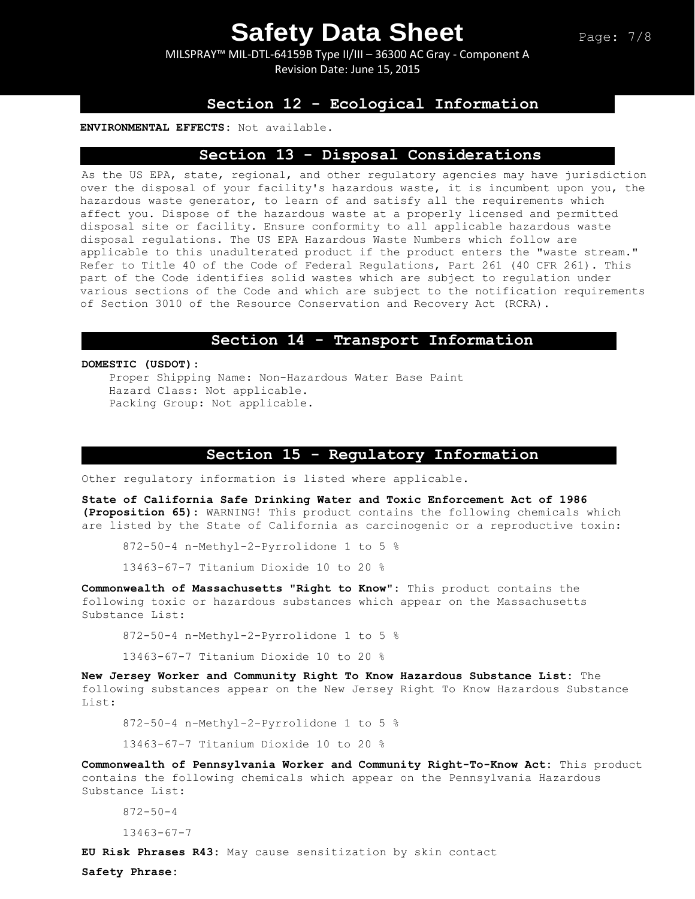## Section 12 - Ecological Information

**ENVIRONMENTAL EFFECTS:** Not available.

## Section 13 - Disposal Considerations

As the US EPA, state, regional, and other regulatory agencies may have jurisdiction over the disposal of your facility's hazardous waste, it is incumbent upon you, the hazardous waste generator, to learn of and satisfy all the requirements which affect you. Dispose of the hazardous waste at a properly licensed and permitted disposal site or facility. Ensure conformity to all applicable hazardous waste disposal regulations. The US EPA Hazardous Waste Numbers which follow are applicable to this unadulterated product if the product enters the "waste stream." Refer to Title 40 of the Code of Federal Regulations, Part 261 (40 CFR 261). This part of the Code identifies solid wastes which are subject to regulation under various sections of the Code and which are subject to the notification requirements of Section 3010 of the Resource Conservation and Recovery Act (RCRA).

## Section 14 - Transport Information

**DOMESTIC (USDOT):**

- Proper Shipping Name: Non-Hazardous Water Base Paint
- Hazard Class: Not applicable.
- Packing Group: Not applicable.

## Section 15 - Regulatory Information

Other regulatory information is listed where applicable.

**State of California Safe Drinking Water and Toxic Enforcement Act of 1986 (Proposition 65):** WARNING! This product contains the following chemicals which are listed by the State of California as carcinogenic or a reproductive toxin:

872-50-4 n-Methyl-2-Pyrrolidone 1 to 5 %

13463-67-7 Titanium Dioxide 10 to 20 %

**Commonwealth of Massachusetts "Right to Know":** This product contains the following toxic or hazardous substances which appear on the Massachusetts Substance List:

872-50-4 n-Methyl-2-Pyrrolidone 1 to 5 %

13463-67-7 Titanium Dioxide 10 to 20 %

**New Jersey Worker and Community Right To Know Hazardous Substance List:** The following substances appear on the New Jersey Right To Know Hazardous Substance List:

872-50-4 n-Methyl-2-Pyrrolidone 1 to 5 %

13463-67-7 Titanium Dioxide 10 to 20 %

**Commonwealth of Pennsylvania Worker and Community Right-To-Know Act:** This product contains the following chemicals which appear on the Pennsylvania Hazardous Substance List:

872-50-4

13463-67-7

**EU Risk Phrases R43:** May cause sensitization by skin contact

**Safety Phrase:**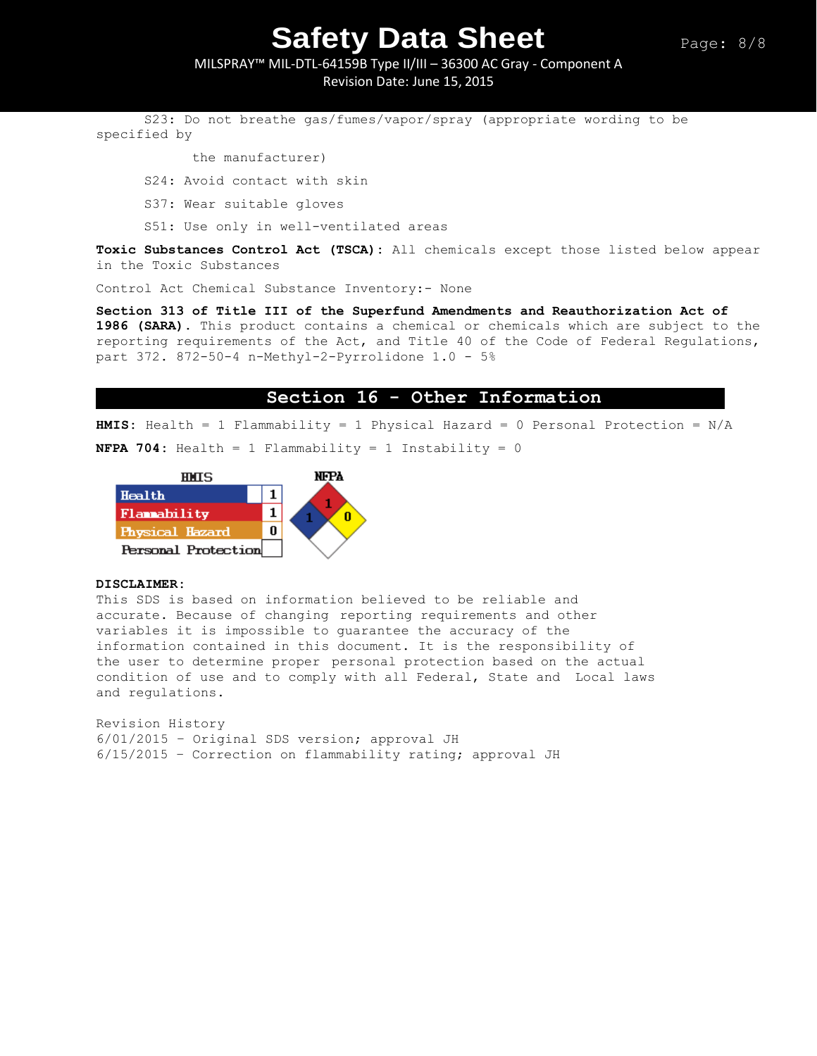S23: Do not breathe gas/fumes/vapor/spray (appropriate wording to be specified by the manufacturer)

S24: Avoid contact with skin

S37: Wear suitable gloves

S51: Use only in well-ventilated areas

**Toxic Substances Control Act (TSCA):** All chemicals except those listed below appear in the Toxic Substances Control Act Chemical Substance Inventory:- None

**Section 313 of Title III of the Superfund Amendments and Reauthorization Act of 1986 (SARA).** This product contains a chemical or chemicals which are subject to the reporting requirements of the Act, and Title 40 of the Code of Federal Regulations, part 372. 872-50-4 n-Methyl-2-Pyrrolidone 1.0 - 5%

## Section 16 - Other Information

**HMIS:** Health = 1 Flammability = 1 Physical Hazard = 0 Personal Protection = N/A

**NFPA 704:** Health = 1 Flammability = 1 Instability = 0

HMIS

| | |
|---|---|
| Health | 1 |
| Flammability | 1 |
| Physical Hazard | 0 |
| Personal Protection | |

NFPA

1
1
0

**DISCLAIMER:**
This SDS is based on information believed to be reliable and accurate. Because of changing reporting requirements and other variables it is impossible to guarantee the accuracy of the information contained in this document. It is the responsibility of the user to determine proper personal protection based on the actual condition of use and to comply with all Federal, State and Local laws and regulations.

Revision History
6/01/2015 – Original SDS version; approval JH
6/15/2015 – Correction on flammability rating; approval JH